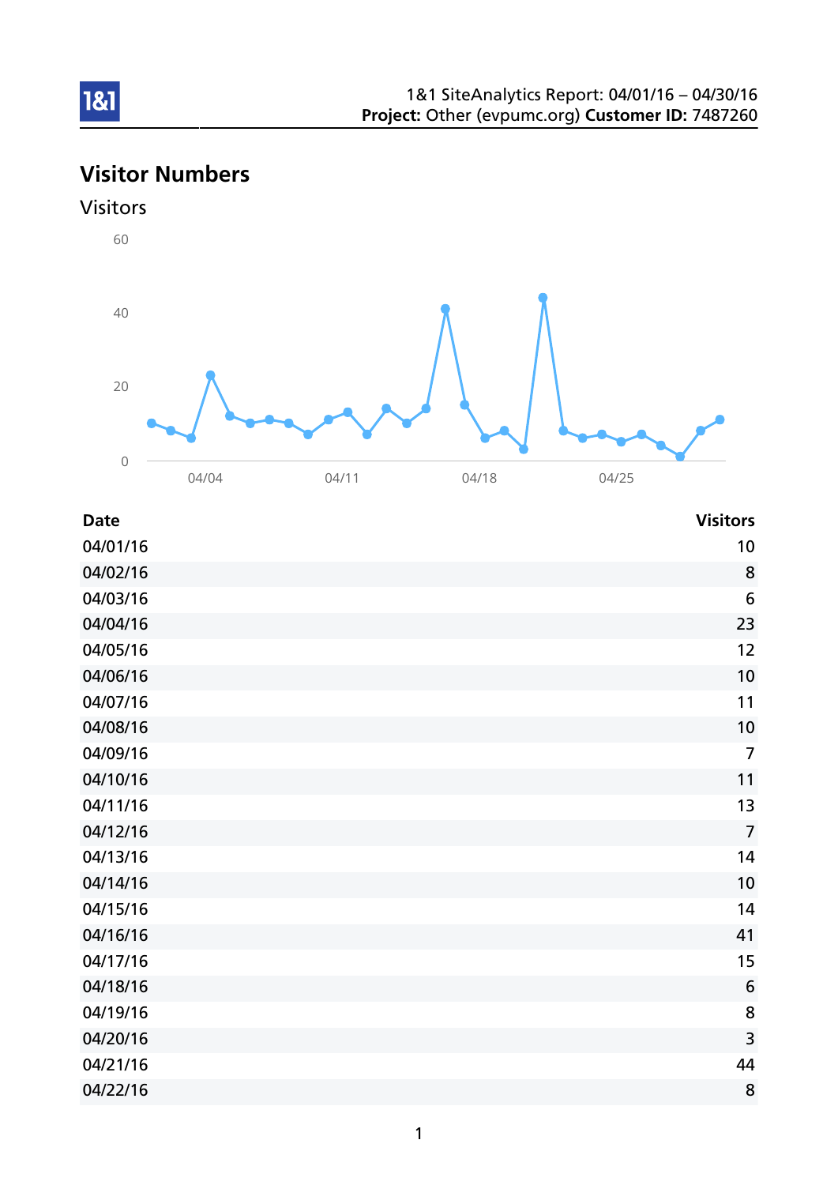1&1 SiteAnalytics Report: 04/01/16 – 04/30/16
**Project:** Other (evpumc.org) **Customer ID:** 7487260

# Visitor Numbers

## Visitors

| Date | Visitors |
|---|---|
| 04/01/16 | 10 |
| 04/02/16 | 8 |
| 04/03/16 | 6 |
| 04/04/16 | 23 |
| 04/05/16 | 12 |
| 04/06/16 | 10 |
| 04/07/16 | 11 |
| 04/08/16 | 10 |
| 04/09/16 | 7 |
| 04/10/16 | 11 |
| 04/11/16 | 13 |
| 04/12/16 | 7 |
| 04/13/16 | 14 |
| 04/14/16 | 10 |
| 04/15/16 | 14 |
| 04/16/16 | 41 |
| 04/17/16 | 15 |
| 04/18/16 | 6 |
| 04/19/16 | 8 |
| 04/20/16 | 3 |
| 04/21/16 | 44 |
| 04/22/16 | 8 |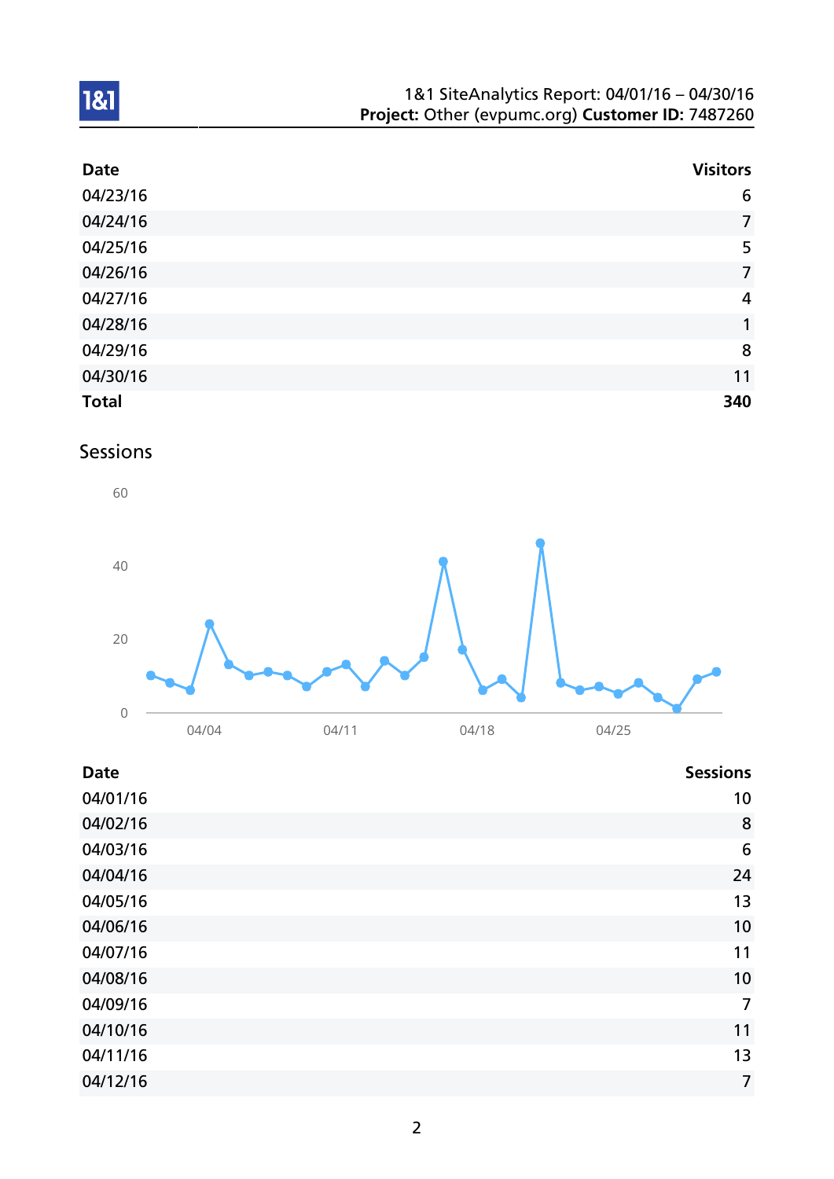| Date | Visitors |
|---|---|
| 04/23/16 | 6 |
| 04/24/16 | 7 |
| 04/25/16 | 5 |
| 04/26/16 | 7 |
| 04/27/16 | 4 |
| 04/28/16 | 1 |
| 04/29/16 | 8 |
| 04/30/16 | 11 |
| **Total** | **340** |

## Sessions

| Date | Sessions |
|---|---|
| 04/01/16 | 10 |
| 04/02/16 | 8 |
| 04/03/16 | 6 |
| 04/04/16 | 24 |
| 04/05/16 | 13 |
| 04/06/16 | 10 |
| 04/07/16 | 11 |
| 04/08/16 | 10 |
| 04/09/16 | 7 |
| 04/10/16 | 11 |
| 04/11/16 | 13 |
| 04/12/16 | 7 |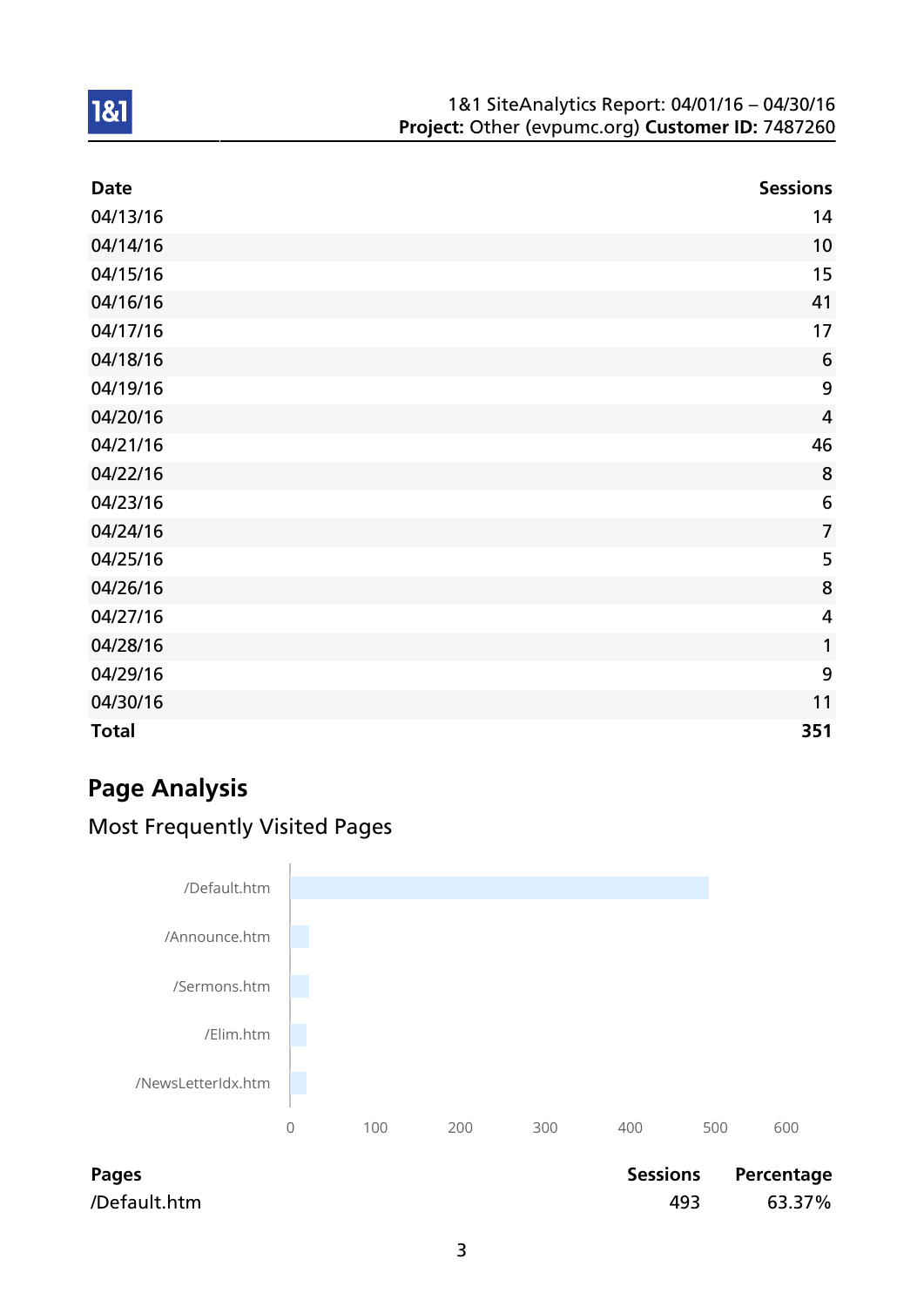| Date | Sessions |
|---|---|
| 04/13/16 | 14 |
| 04/14/16 | 10 |
| 04/15/16 | 15 |
| 04/16/16 | 41 |
| 04/17/16 | 17 |
| 04/18/16 | 6 |
| 04/19/16 | 9 |
| 04/20/16 | 4 |
| 04/21/16 | 46 |
| 04/22/16 | 8 |
| 04/23/16 | 6 |
| 04/24/16 | 7 |
| 04/25/16 | 5 |
| 04/26/16 | 8 |
| 04/27/16 | 4 |
| 04/28/16 | 1 |
| 04/29/16 | 9 |
| 04/30/16 | 11 |
| **Total** | **351** |

## Page Analysis

### Most Frequently Visited Pages

| Pages | Sessions | Percentage |
|---|---|---|
| /Default.htm | 493 | 63.37% |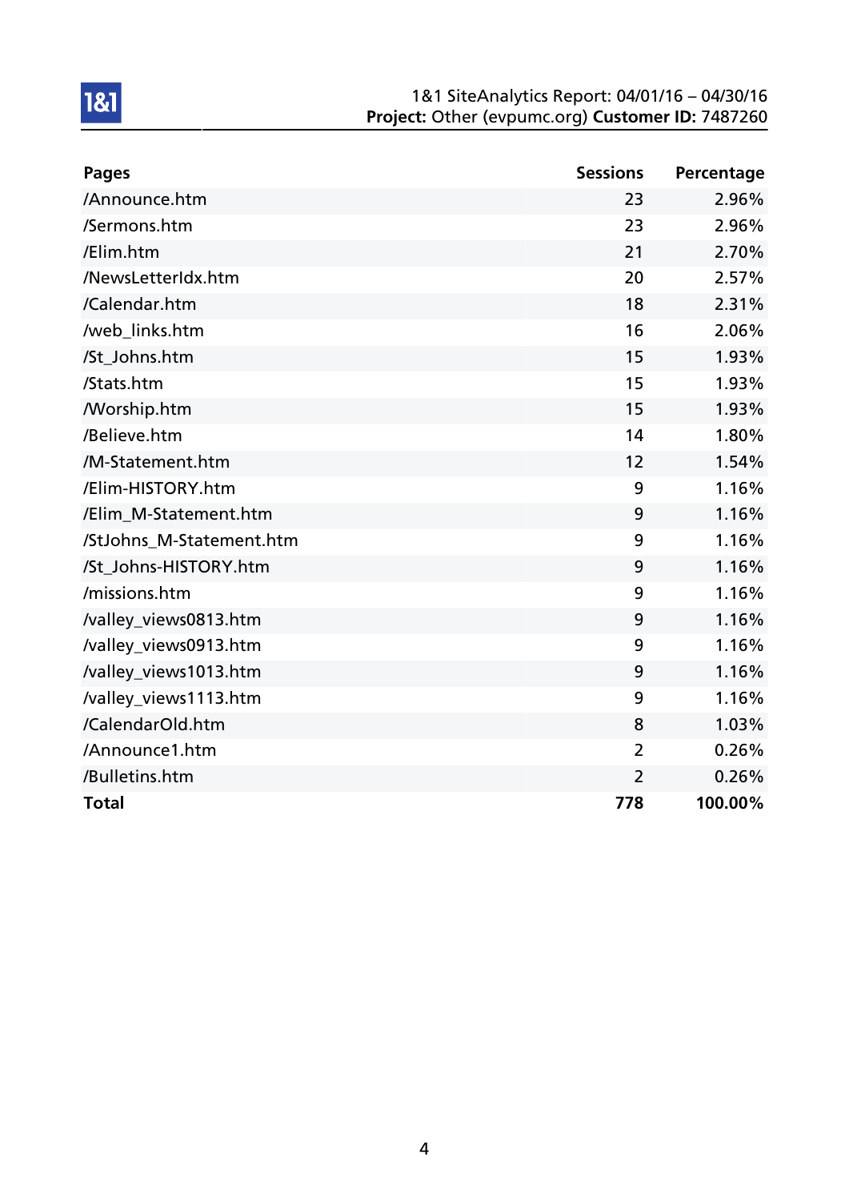| Pages | Sessions | Percentage |
| --- | --- | --- |
| /Announce.htm | 23 | 2.96% |
| /Sermons.htm | 23 | 2.96% |
| /Elim.htm | 21 | 2.70% |
| /NewsLetterIdx.htm | 20 | 2.57% |
| /Calendar.htm | 18 | 2.31% |
| /web_links.htm | 16 | 2.06% |
| /St_Johns.htm | 15 | 1.93% |
| /Stats.htm | 15 | 1.93% |
| /Worship.htm | 15 | 1.93% |
| /Believe.htm | 14 | 1.80% |
| /M-Statement.htm | 12 | 1.54% |
| /Elim-HISTORY.htm | 9 | 1.16% |
| /Elim_M-Statement.htm | 9 | 1.16% |
| /StJohns_M-Statement.htm | 9 | 1.16% |
| /St_Johns-HISTORY.htm | 9 | 1.16% |
| /missions.htm | 9 | 1.16% |
| /valley_views0813.htm | 9 | 1.16% |
| /valley_views0913.htm | 9 | 1.16% |
| /valley_views1013.htm | 9 | 1.16% |
| /valley_views1113.htm | 9 | 1.16% |
| /CalendarOld.htm | 8 | 1.03% |
| /Announce1.htm | 2 | 0.26% |
| /Bulletins.htm | 2 | 0.26% |
| **Total** | **778** | **100.00%** |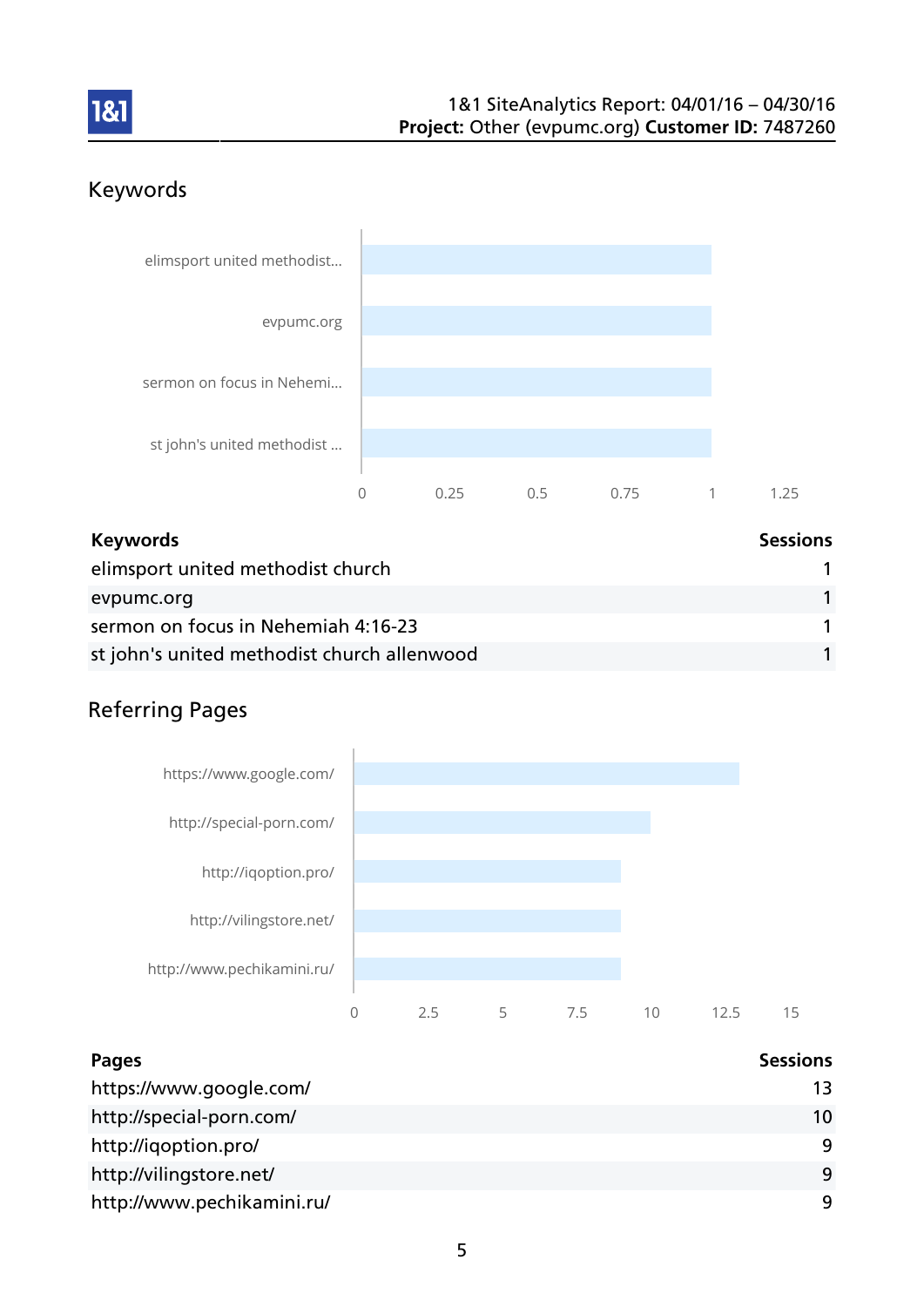## Keywords

| Keywords | Sessions |
|---|---|
| elimsport united methodist church | 1 |
| evpumc.org | 1 |
| sermon on focus in Nehemiah 4:16-23 | 1 |
| st john's united methodist church allenwood | 1 |

## Referring Pages

| Pages | Sessions |
|---|---|
| https://www.google.com/ | 13 |
| http://special-porn.com/ | 10 |
| http://iqoption.pro/ | 9 |
| http://vilingstore.net/ | 9 |
| http://www.pechikamini.ru/ | 9 |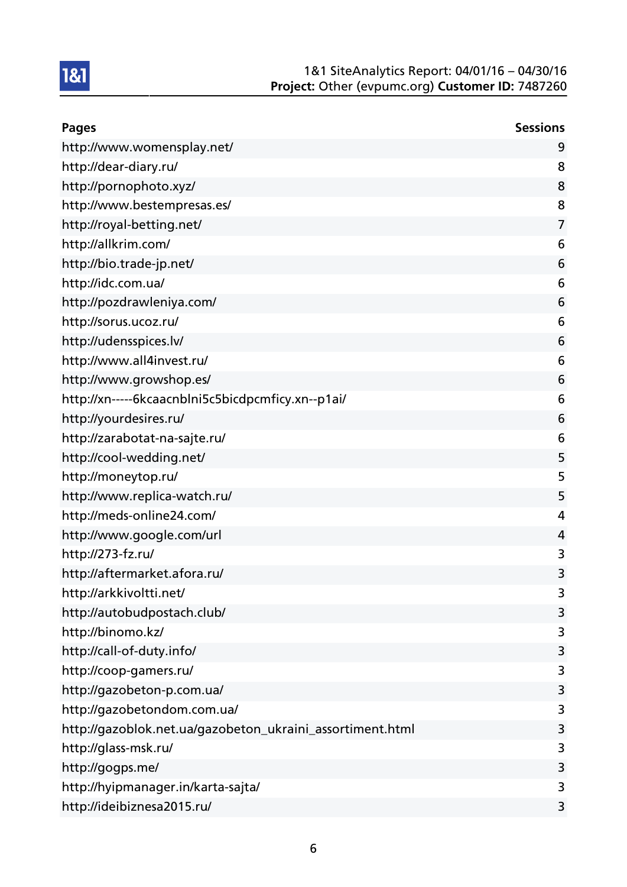| Pages | Sessions |
|---|---|
| http://www.womensplay.net/ | 9 |
| http://dear-diary.ru/ | 8 |
| http://pornophoto.xyz/ | 8 |
| http://www.bestempresas.es/ | 8 |
| http://royal-betting.net/ | 7 |
| http://allkrim.com/ | 6 |
| http://bio.trade-jp.net/ | 6 |
| http://idc.com.ua/ | 6 |
| http://pozdrawleniya.com/ | 6 |
| http://sorus.ucoz.ru/ | 6 |
| http://udensspices.lv/ | 6 |
| http://www.all4invest.ru/ | 6 |
| http://www.growshop.es/ | 6 |
| http://xn-----6kcaacnblni5c5bicdpcmficy.xn--p1ai/ | 6 |
| http://yourdesires.ru/ | 6 |
| http://zarabotat-na-sajte.ru/ | 6 |
| http://cool-wedding.net/ | 5 |
| http://moneytop.ru/ | 5 |
| http://www.replica-watch.ru/ | 5 |
| http://meds-online24.com/ | 4 |
| http://www.google.com/url | 4 |
| http://273-fz.ru/ | 3 |
| http://aftermarket.afora.ru/ | 3 |
| http://arkkivoltti.net/ | 3 |
| http://autobudpostach.club/ | 3 |
| http://binomo.kz/ | 3 |
| http://call-of-duty.info/ | 3 |
| http://coop-gamers.ru/ | 3 |
| http://gazobeton-p.com.ua/ | 3 |
| http://gazobetondom.com.ua/ | 3 |
| http://gazoblok.net.ua/gazobeton_ukraini_assortiment.html | 3 |
| http://glass-msk.ru/ | 3 |
| http://gogps.me/ | 3 |
| http://hyipmanager.in/karta-sajta/ | 3 |
| http://ideibiznesa2015.ru/ | 3 |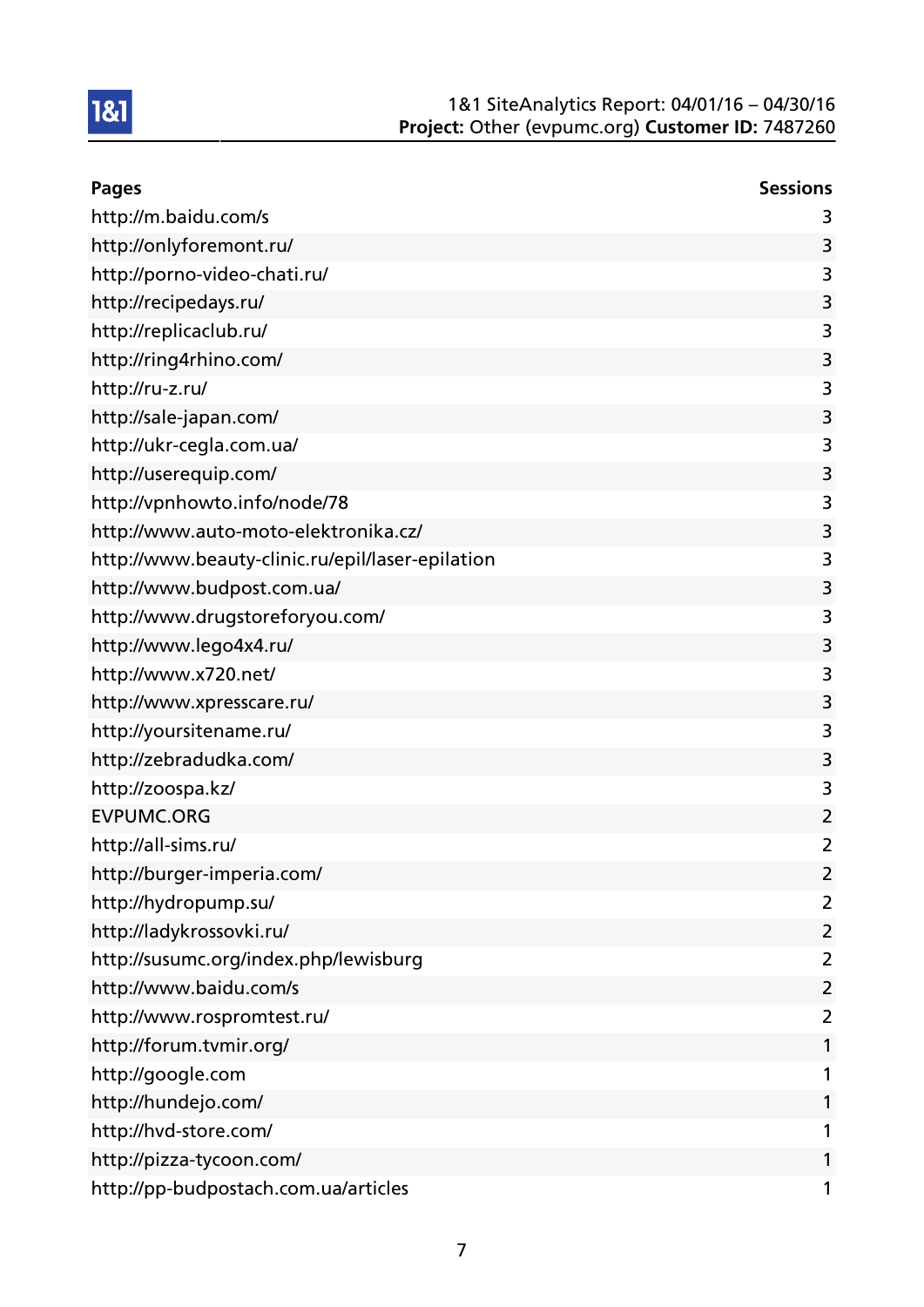| Pages | Sessions |
|---|---|
| http://m.baidu.com/s | 3 |
| http://onlyforemont.ru/ | 3 |
| http://porno-video-chati.ru/ | 3 |
| http://recipedays.ru/ | 3 |
| http://replicaclub.ru/ | 3 |
| http://ring4rhino.com/ | 3 |
| http://ru-z.ru/ | 3 |
| http://sale-japan.com/ | 3 |
| http://ukr-cegla.com.ua/ | 3 |
| http://userequip.com/ | 3 |
| http://vpnhowto.info/node/78 | 3 |
| http://www.auto-moto-elektronika.cz/ | 3 |
| http://www.beauty-clinic.ru/epil/laser-epilation | 3 |
| http://www.budpost.com.ua/ | 3 |
| http://www.drugstoreforyou.com/ | 3 |
| http://www.lego4x4.ru/ | 3 |
| http://www.x720.net/ | 3 |
| http://www.xpresscare.ru/ | 3 |
| http://yoursitename.ru/ | 3 |
| http://zebradudka.com/ | 3 |
| http://zoospa.kz/ | 3 |
| EVPUMC.ORG | 2 |
| http://all-sims.ru/ | 2 |
| http://burger-imperia.com/ | 2 |
| http://hydropump.su/ | 2 |
| http://ladykrossovki.ru/ | 2 |
| http://susumc.org/index.php/lewisburg | 2 |
| http://www.baidu.com/s | 2 |
| http://www.rospromtest.ru/ | 2 |
| http://forum.tvmir.org/ | 1 |
| http://google.com | 1 |
| http://hundejo.com/ | 1 |
| http://hvd-store.com/ | 1 |
| http://pizza-tycoon.com/ | 1 |
| http://pp-budpostach.com.ua/articles | 1 |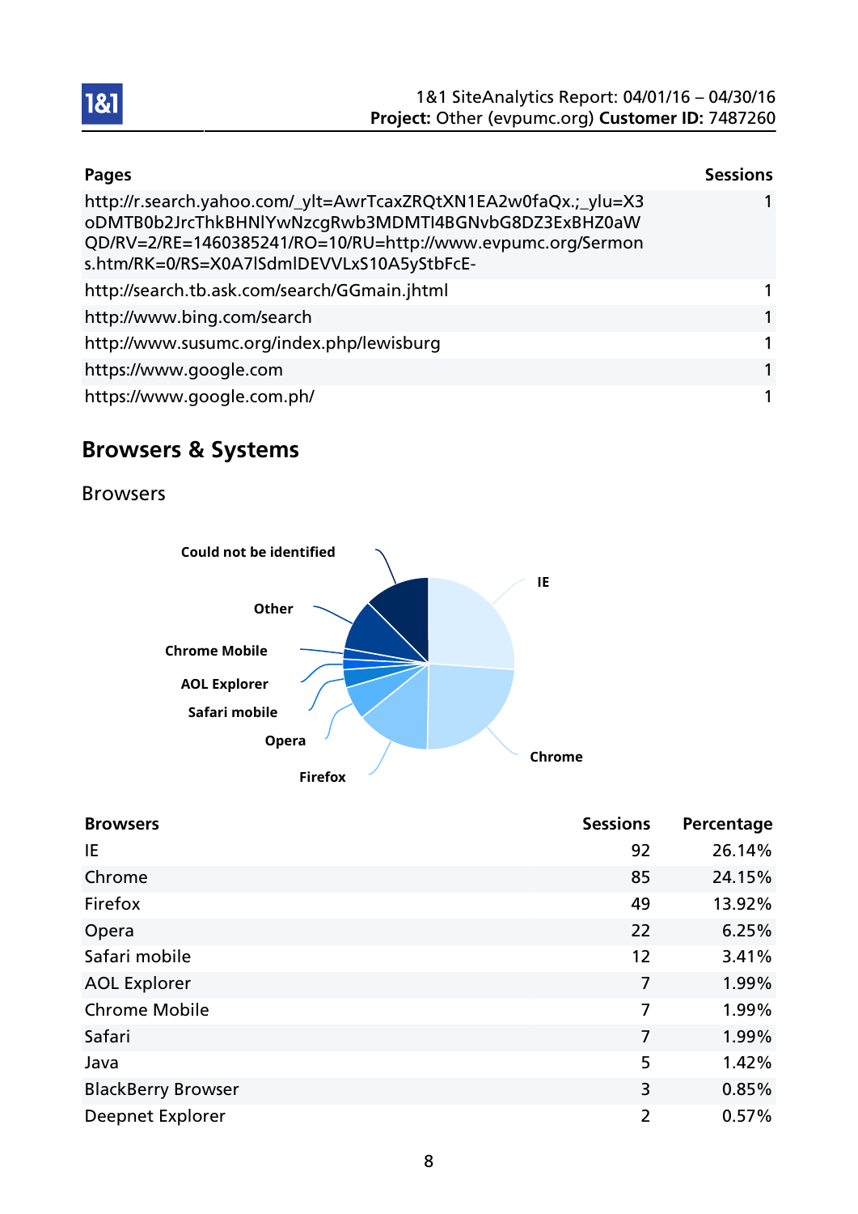| Pages | Sessions |
|---|---|
| http://r.search.yahoo.com/_ylt=AwrTcaxZRQtXN1EA2w0faQx.;_ylu=X3oDMTB0b2JrcThkBHNlYwNzcgRwb3MDMTI4BGNvbG8DZ3ExBHZ0aWQD/RV=2/RE=1460385241/RO=10/RU=http://www.evpumc.org/Sermons.htm/RK=0/RS=X0A7lSdmlDEVVLxS10A5yStbFcE- | 1 |
| http://search.tb.ask.com/search/GGmain.jhtml | 1 |
| http://www.bing.com/search | 1 |
| http://www.susumc.org/index.php/lewisburg | 1 |
| https://www.google.com | 1 |
| https://www.google.com.ph/ | 1 |

## Browsers & Systems

### Browsers

| Browsers | Sessions | Percentage |
|---|---|---|
| IE | 92 | 26.14% |
| Chrome | 85 | 24.15% |
| Firefox | 49 | 13.92% |
| Opera | 22 | 6.25% |
| Safari mobile | 12 | 3.41% |
| AOL Explorer | 7 | 1.99% |
| Chrome Mobile | 7 | 1.99% |
| Safari | 7 | 1.99% |
| Java | 5 | 1.42% |
| BlackBerry Browser | 3 | 0.85% |
| Deepnet Explorer | 2 | 0.57% |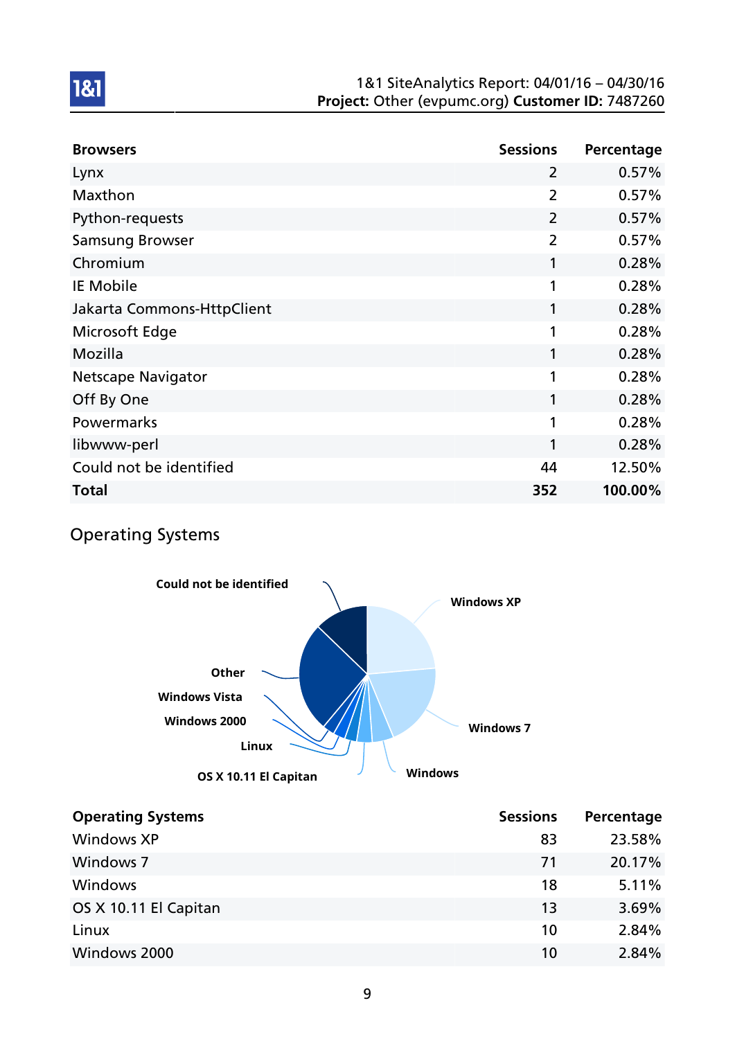| Browsers | Sessions | Percentage |
|---|---|---|
| Lynx | 2 | 0.57% |
| Maxthon | 2 | 0.57% |
| Python-requests | 2 | 0.57% |
| Samsung Browser | 2 | 0.57% |
| Chromium | 1 | 0.28% |
| IE Mobile | 1 | 0.28% |
| Jakarta Commons-HttpClient | 1 | 0.28% |
| Microsoft Edge | 1 | 0.28% |
| Mozilla | 1 | 0.28% |
| Netscape Navigator | 1 | 0.28% |
| Off By One | 1 | 0.28% |
| Powermarks | 1 | 0.28% |
| libwww-perl | 1 | 0.28% |
| Could not be identified | 44 | 12.50% |
| **Total** | **352** | **100.00%** |

## Operating Systems

| Operating Systems | Sessions | Percentage |
|---|---|---|
| Windows XP | 83 | 23.58% |
| Windows 7 | 71 | 20.17% |
| Windows | 18 | 5.11% |
| OS X 10.11 El Capitan | 13 | 3.69% |
| Linux | 10 | 2.84% |
| Windows 2000 | 10 | 2.84% |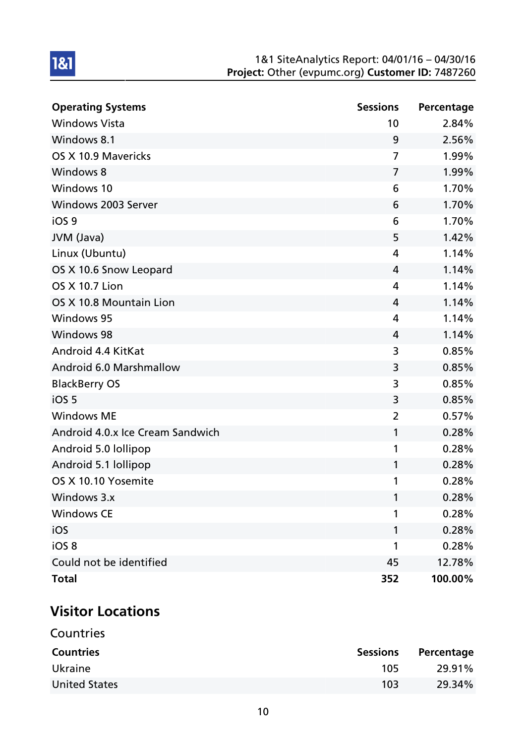| Operating Systems | Sessions | Percentage |
| --- | --- | --- |
| Windows Vista | 10 | 2.84% |
| Windows 8.1 | 9 | 2.56% |
| OS X 10.9 Mavericks | 7 | 1.99% |
| Windows 8 | 7 | 1.99% |
| Windows 10 | 6 | 1.70% |
| Windows 2003 Server | 6 | 1.70% |
| iOS 9 | 6 | 1.70% |
| JVM (Java) | 5 | 1.42% |
| Linux (Ubuntu) | 4 | 1.14% |
| OS X 10.6 Snow Leopard | 4 | 1.14% |
| OS X 10.7 Lion | 4 | 1.14% |
| OS X 10.8 Mountain Lion | 4 | 1.14% |
| Windows 95 | 4 | 1.14% |
| Windows 98 | 4 | 1.14% |
| Android 4.4 KitKat | 3 | 0.85% |
| Android 6.0 Marshmallow | 3 | 0.85% |
| BlackBerry OS | 3 | 0.85% |
| iOS 5 | 3 | 0.85% |
| Windows ME | 2 | 0.57% |
| Android 4.0.x Ice Cream Sandwich | 1 | 0.28% |
| Android 5.0 lollipop | 1 | 0.28% |
| Android 5.1 lollipop | 1 | 0.28% |
| OS X 10.10 Yosemite | 1 | 0.28% |
| Windows 3.x | 1 | 0.28% |
| Windows CE | 1 | 0.28% |
| iOS | 1 | 0.28% |
| iOS 8 | 1 | 0.28% |
| Could not be identified | 45 | 12.78% |
| **Total** | **352** | **100.00%** |

## Visitor Locations

### Countries

| Countries | Sessions | Percentage |
| --- | --- | --- |
| Ukraine | 105 | 29.91% |
| United States | 103 | 29.34% |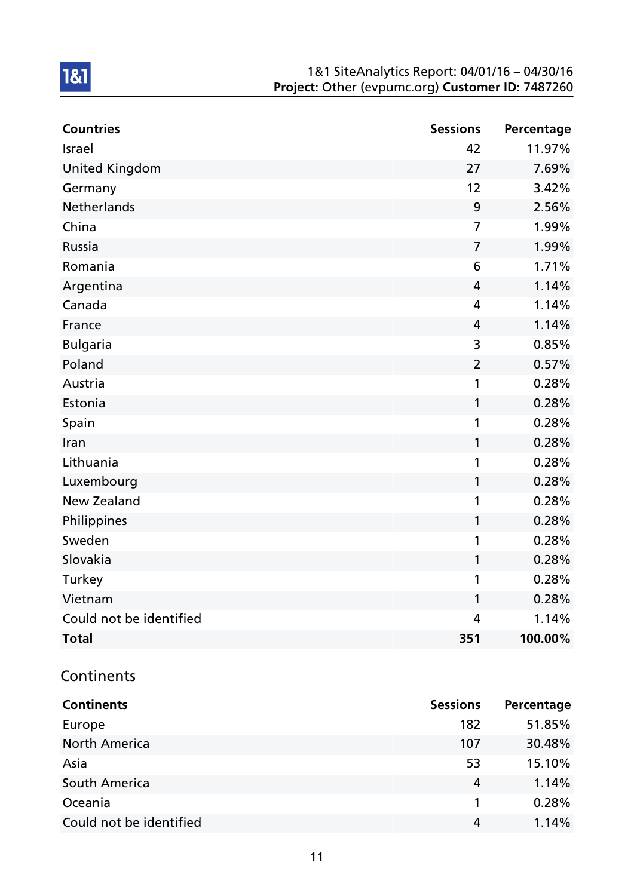| Countries | Sessions | Percentage |
|---|---|---|
| Israel | 42 | 11.97% |
| United Kingdom | 27 | 7.69% |
| Germany | 12 | 3.42% |
| Netherlands | 9 | 2.56% |
| China | 7 | 1.99% |
| Russia | 7 | 1.99% |
| Romania | 6 | 1.71% |
| Argentina | 4 | 1.14% |
| Canada | 4 | 1.14% |
| France | 4 | 1.14% |
| Bulgaria | 3 | 0.85% |
| Poland | 2 | 0.57% |
| Austria | 1 | 0.28% |
| Estonia | 1 | 0.28% |
| Spain | 1 | 0.28% |
| Iran | 1 | 0.28% |
| Lithuania | 1 | 0.28% |
| Luxembourg | 1 | 0.28% |
| New Zealand | 1 | 0.28% |
| Philippines | 1 | 0.28% |
| Sweden | 1 | 0.28% |
| Slovakia | 1 | 0.28% |
| Turkey | 1 | 0.28% |
| Vietnam | 1 | 0.28% |
| Could not be identified | 4 | 1.14% |
| **Total** | **351** | **100.00%** |

## Continents

| Continents | Sessions | Percentage |
|---|---|---|
| Europe | 182 | 51.85% |
| North America | 107 | 30.48% |
| Asia | 53 | 15.10% |
| South America | 4 | 1.14% |
| Oceania | 1 | 0.28% |
| Could not be identified | 4 | 1.14% |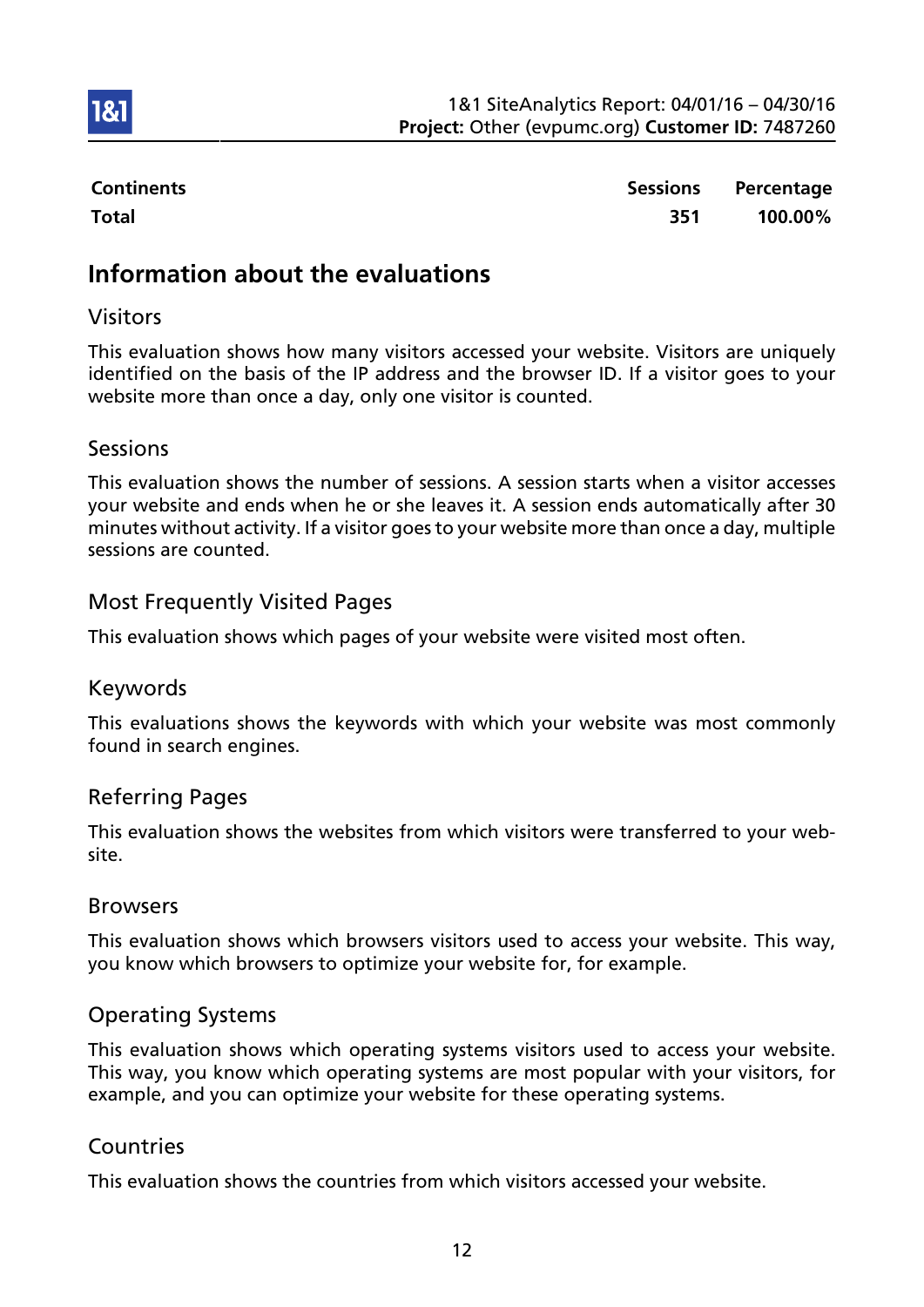| Continents | Sessions | Percentage |
|---|---|---|
| **Total** | **351** | **100.00%** |

## Information about the evaluations

### Visitors

This evaluation shows how many visitors accessed your website. Visitors are uniquely identified on the basis of the IP address and the browser ID. If a visitor goes to your website more than once a day, only one visitor is counted.

### Sessions

This evaluation shows the number of sessions. A session starts when a visitor accesses your website and ends when he or she leaves it. A session ends automatically after 30 minutes without activity. If a visitor goes to your website more than once a day, multiple sessions are counted.

### Most Frequently Visited Pages

This evaluation shows which pages of your website were visited most often.

### Keywords

This evaluations shows the keywords with which your website was most commonly found in search engines.

### Referring Pages

This evaluation shows the websites from which visitors were transferred to your website.

### Browsers

This evaluation shows which browsers visitors used to access your website. This way, you know which browsers to optimize your website for, for example.

### Operating Systems

This evaluation shows which operating systems visitors used to access your website. This way, you know which operating systems are most popular with your visitors, for example, and you can optimize your website for these operating systems.

### Countries

This evaluation shows the countries from which visitors accessed your website.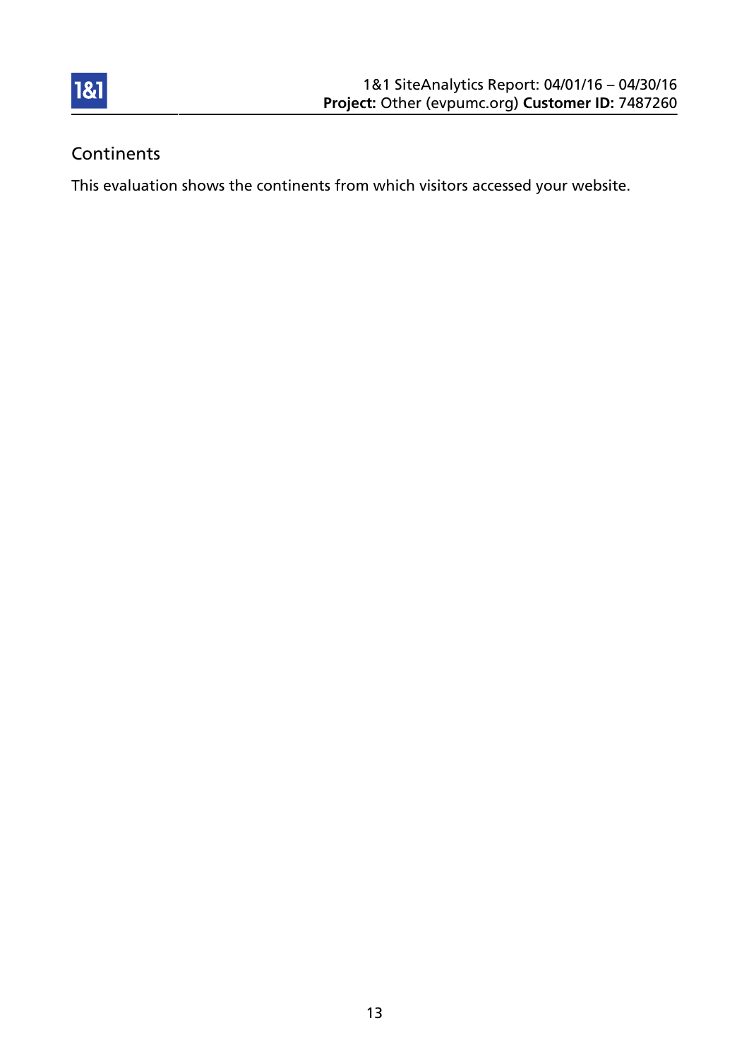## Continents

This evaluation shows the continents from which visitors accessed your website.